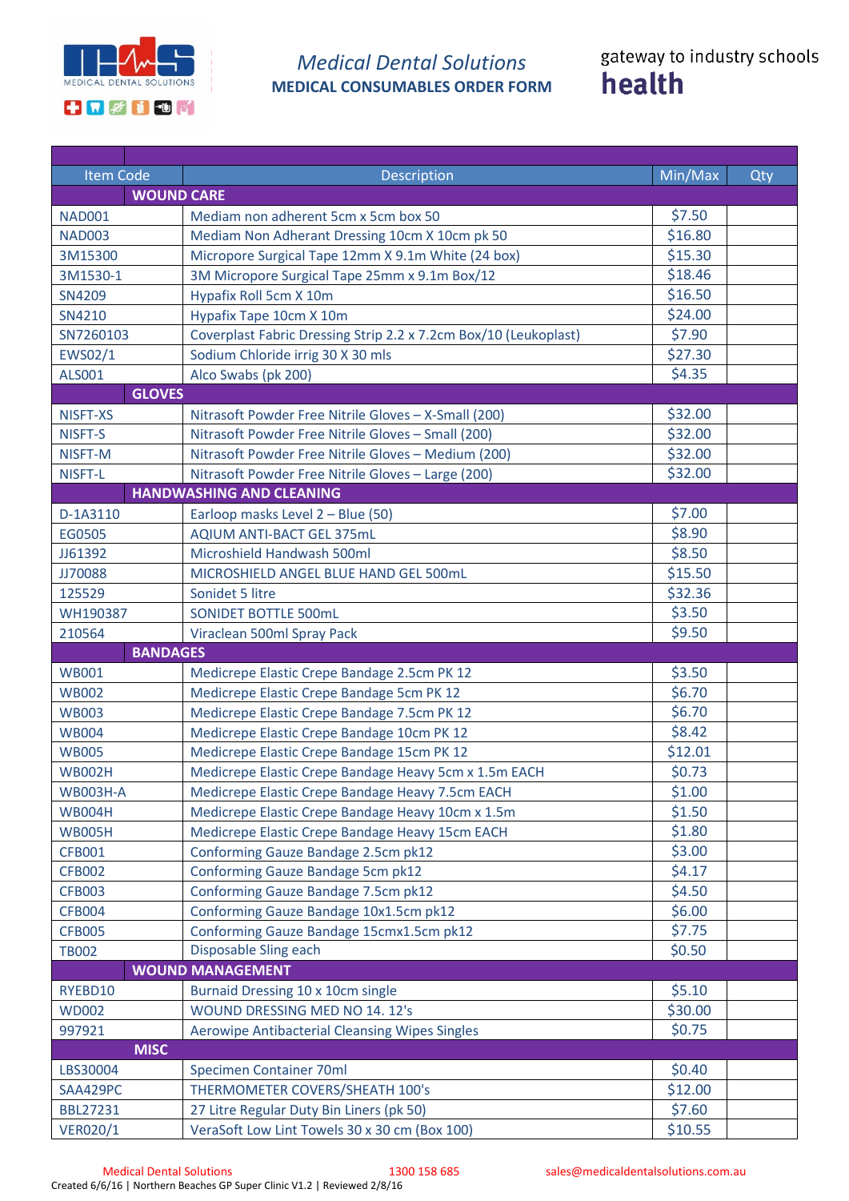MEDICAL DENTAL SOLUTIONS

# *Medical Dental Solutions*
## MEDICAL CONSUMABLES ORDER FORM

gateway to industry schools
**health**

| Item Code | Description | Min/Max | Qty |
|---|---|---|---|
| **WOUND CARE** | | | |
| NAD001 | Mediam non adherent 5cm x 5cm box 50 | $7.50 | |
| NAD003 | Mediam Non Adherant Dressing 10cm X 10cm pk 50 | $16.80 | |
| 3M15300 | Micropore Surgical Tape 12mm X 9.1m White (24 box) | $15.30 | |
| 3M1530-1 | 3M Micropore Surgical Tape 25mm x 9.1m Box/12 | $18.46 | |
| SN4209 | Hypafix Roll 5cm X 10m | $16.50 | |
| SN4210 | Hypafix Tape 10cm X 10m | $24.00 | |
| SN7260103 | Coverplast Fabric Dressing Strip 2.2 x 7.2cm Box/10 (Leukoplast) | $7.90 | |
| EWS02/1 | Sodium Chloride irrig 30 X 30 mls | $27.30 | |
| ALS001 | Alco Swabs (pk 200) | $4.35 | |
| **GLOVES** | | | |
| NISFT-XS | Nitrasoft Powder Free Nitrile Gloves – X-Small (200) | $32.00 | |
| NISFT-S | Nitrasoft Powder Free Nitrile Gloves – Small (200) | $32.00 | |
| NISFT-M | Nitrasoft Powder Free Nitrile Gloves – Medium (200) | $32.00 | |
| NISFT-L | Nitrasoft Powder Free Nitrile Gloves – Large (200) | $32.00 | |
| **HANDWASHING AND CLEANING** | | | |
| D-1A3110 | Earloop masks Level 2 – Blue (50) | $7.00 | |
| EG0505 | AQIUM ANTI-BACT GEL 375mL | $8.90 | |
| JJ61392 | Microshield Handwash 500ml | $8.50 | |
| JJ70088 | MICROSHIELD ANGEL BLUE HAND GEL 500mL | $15.50 | |
| 125529 | Sonidet 5 litre | $32.36 | |
| WH190387 | SONIDET BOTTLE 500mL | $3.50 | |
| 210564 | Viraclean 500ml Spray Pack | $9.50 | |
| **BANDAGES** | | | |
| WB001 | Medicrepe Elastic Crepe Bandage 2.5cm PK 12 | $3.50 | |
| WB002 | Medicrepe Elastic Crepe Bandage 5cm PK 12 | $6.70 | |
| WB003 | Medicrepe Elastic Crepe Bandage 7.5cm PK 12 | $6.70 | |
| WB004 | Medicrepe Elastic Crepe Bandage 10cm PK 12 | $8.42 | |
| WB005 | Medicrepe Elastic Crepe Bandage 15cm PK 12 | $12.01 | |
| WB002H | Medicrepe Elastic Crepe Bandage Heavy 5cm x 1.5m EACH | $0.73 | |
| WB003H-A | Medicrepe Elastic Crepe Bandage Heavy 7.5cm EACH | $1.00 | |
| WB004H | Medicrepe Elastic Crepe Bandage Heavy 10cm x 1.5m | $1.50 | |
| WB005H | Medicrepe Elastic Crepe Bandage Heavy 15cm EACH | $1.80 | |
| CFB001 | Conforming Gauze Bandage 2.5cm pk12 | $3.00 | |
| CFB002 | Conforming Gauze Bandage 5cm pk12 | $4.17 | |
| CFB003 | Conforming Gauze Bandage 7.5cm pk12 | $4.50 | |
| CFB004 | Conforming Gauze Bandage 10x1.5cm pk12 | $6.00 | |
| CFB005 | Conforming Gauze Bandage 15cmx1.5cm pk12 | $7.75 | |
| TB002 | Disposable Sling each | $0.50 | |
| **WOUND MANAGEMENT** | | | |
| RYEBD10 | Burnaid Dressing 10 x 10cm single | $5.10 | |
| WD002 | WOUND DRESSING MED NO 14. 12's | $30.00 | |
| 997921 | Aerowipe Antibacterial Cleansing Wipes Singles | $0.75 | |
| **MISC** | | | |
| LBS30004 | Specimen Container 70ml | $0.40 | |
| SAA429PC | THERMOMETER COVERS/SHEATH 100's | $12.00 | |
| BBL27231 | 27 Litre Regular Duty Bin Liners (pk 50) | $7.60 | |
| VER020/1 | VeraSoft Low Lint Towels 30 x 30 cm (Box 100) | $10.55 | |

Medical Dental Solutions 1300 158 685 sales@medicaldentalsolutions.com.au

Created 6/6/16 | Northern Beaches GP Super Clinic V1.2 | Reviewed 2/8/16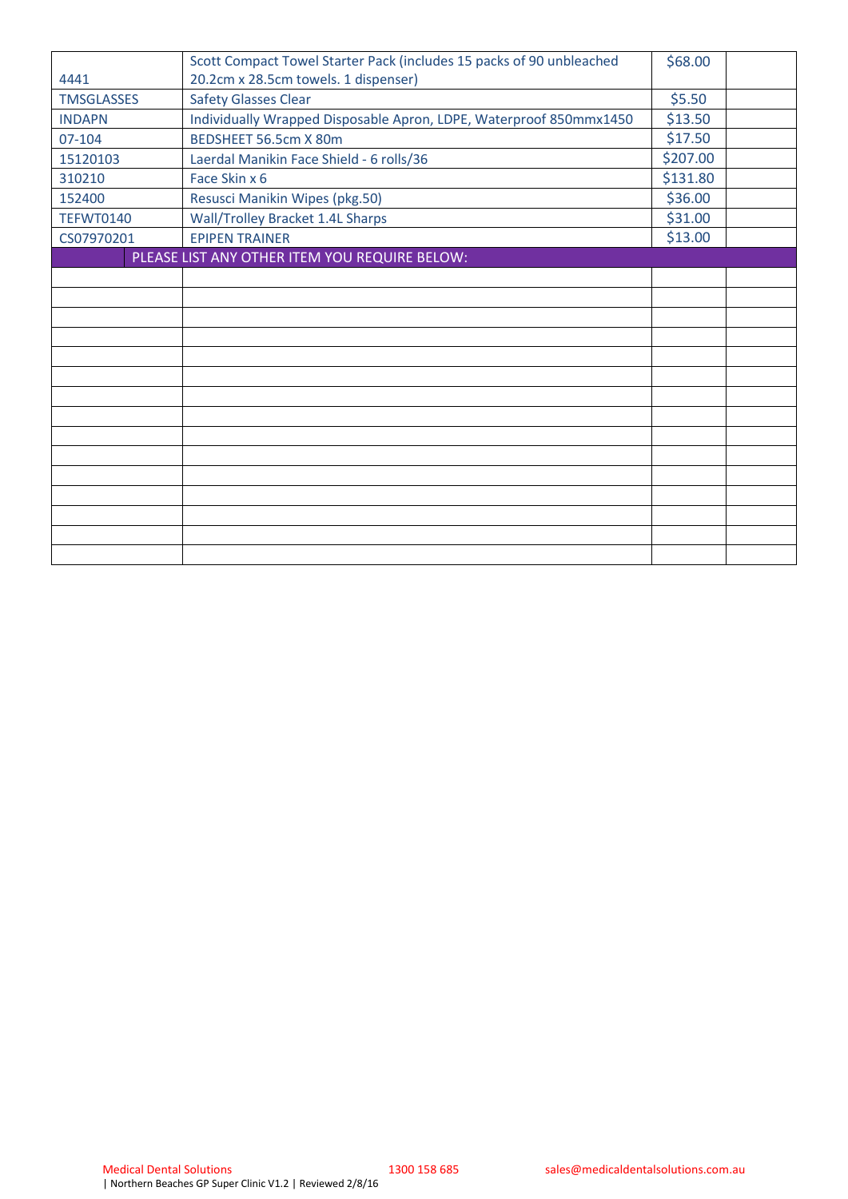| | | | |
|---|---|---|---|
| 4441 | Scott Compact Towel Starter Pack (includes 15 packs of 90 unbleached 20.2cm x 28.5cm towels. 1 dispenser) | $68.00 | |
| TMSGLASSES | Safety Glasses Clear | $5.50 | |
| INDAPN | Individually Wrapped Disposable Apron, LDPE, Waterproof 850mmx1450 | $13.50 | |
| 07-104 | BEDSHEET 56.5cm X 80m | $17.50 | |
| 15120103 | Laerdal Manikin Face Shield - 6 rolls/36 | $207.00 | |
| 310210 | Face Skin x 6 | $131.80 | |
| 152400 | Resusci Manikin Wipes (pkg.50) | $36.00 | |
| TEFWT0140 | Wall/Trolley Bracket 1.4L Sharps | $31.00 | |
| CS07970201 | EPIPEN TRAINER | $13.00 | |
| PLEASE LIST ANY OTHER ITEM YOU REQUIRE BELOW: | | | |
| | | | |
| | | | |
| | | | |
| | | | |
| | | | |
| | | | |
| | | | |
| | | | |
| | | | |
| | | | |
| | | | |
| | | | |
| | | | |
| | | | |
| | | | |

Medical Dental Solutions 1300 158 685 sales@medicaldentalsolutions.com.au